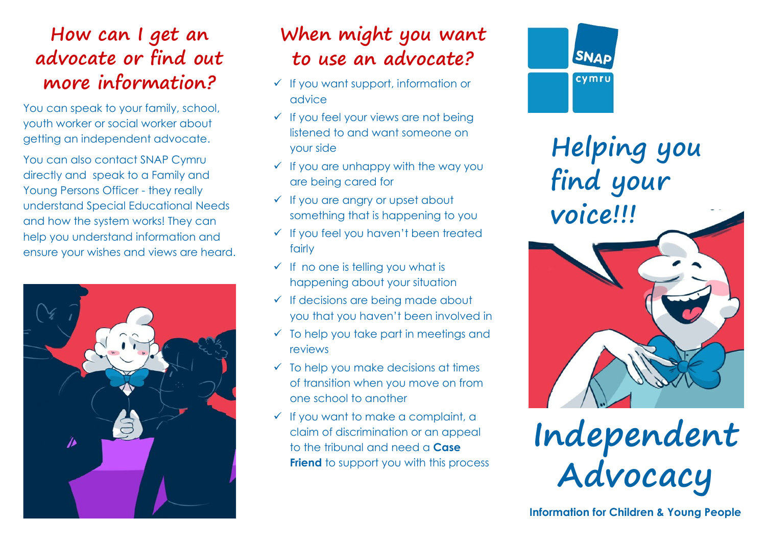## How can I get an advocate or find out more information?

You can speak to your family, school, youth worker or social worker about getting an independent advocate.

You can also contact SNAP Cymru directly and speak to a Family and Young Persons Officer - they really understand Special Educational Needs and how the system works! They can help you understand information and ensure your wishes and views are heard.

## When might you want to use an advocate?

- ✓ If you want support, information or advice
- ✓ If you feel your views are not being listened to and want someone on your side
- ✓ If you are unhappy with the way you are being cared for
- ✓ If you are angry or upset about something that is happening to you
- ✓ If you feel you haven't been treated fairly
- ✓ If no one is telling you what is happening about your situation
- ✓ If decisions are being made about you that you haven't been involved in
- ✓ To help you take part in meetings and reviews
- ✓ To help you make decisions at times of transition when you move on from one school to another
- ✓ If you want to make a complaint, a claim of discrimination or an appeal to the tribunal and need a **Case Friend** to support you with this process

SNAP cymru

## Helping you find your voice!!!

# Independent Advocacy

**Information for Children & Young People**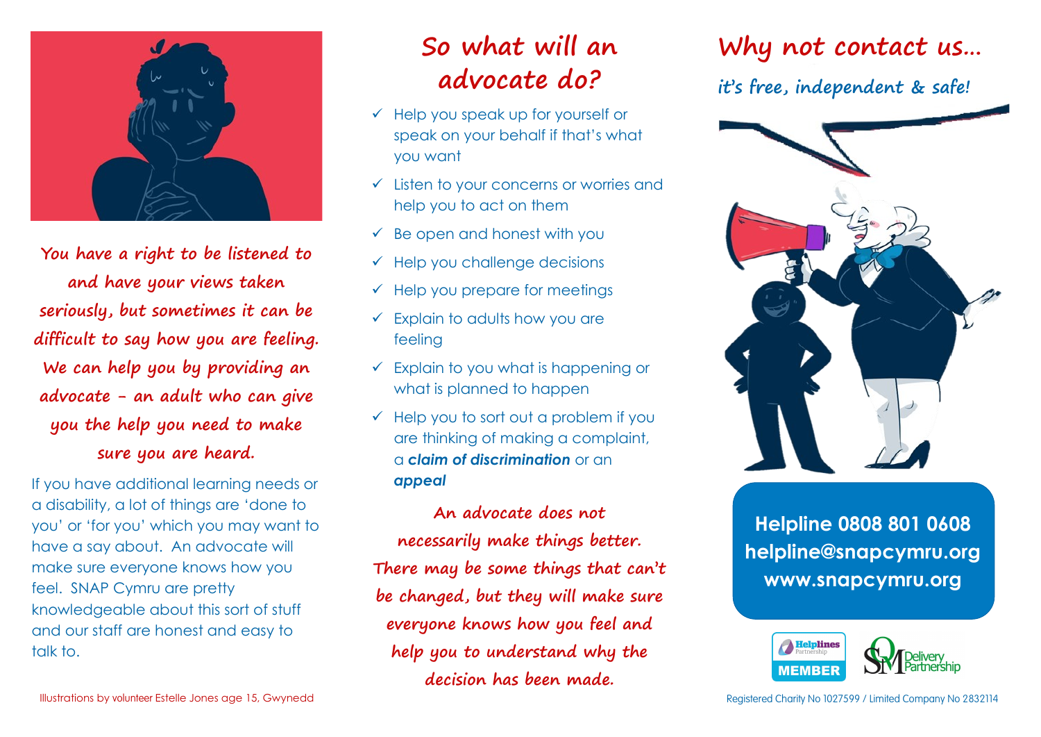**You have a right to be listened to and have your views taken seriously, but sometimes it can be difficult to say how you are feeling. We can help you by providing an advocate - an adult who can give you the help you need to make sure you are heard.**

If you have additional learning needs or a disability, a lot of things are 'done to you' or 'for you' which you may want to have a say about. An advocate will make sure everyone knows how you feel. SNAP Cymru are pretty knowledgeable about this sort of stuff and our staff are honest and easy to talk to.

Illustrations by volunteer Estelle Jones age 15, Gwynedd

## So what will an advocate do?

- ✓ Help you speak up for yourself or speak on your behalf if that's what you want
- ✓ Listen to your concerns or worries and help you to act on them
- ✓ Be open and honest with you
- ✓ Help you challenge decisions
- ✓ Help you prepare for meetings
- ✓ Explain to adults how you are feeling
- ✓ Explain to you what is happening or what is planned to happen
- ✓ Help you to sort out a problem if you are thinking of making a complaint, a ***claim of discrimination*** or an ***appeal***

**An advocate does not necessarily make things better. There may be some things that can't be changed, but they will make sure everyone knows how you feel and help you to understand why the decision has been made.**

## Why not contact us...

**it's free, independent & safe!**

**Helpline 0808 801 0608**
**helpline@snapcymru.org**
**www.snapcymru.org**

Helplines Partnership MEMBER

SQM Delivery Partnership

Registered Charity No 1027599 / Limited Company No 2832114